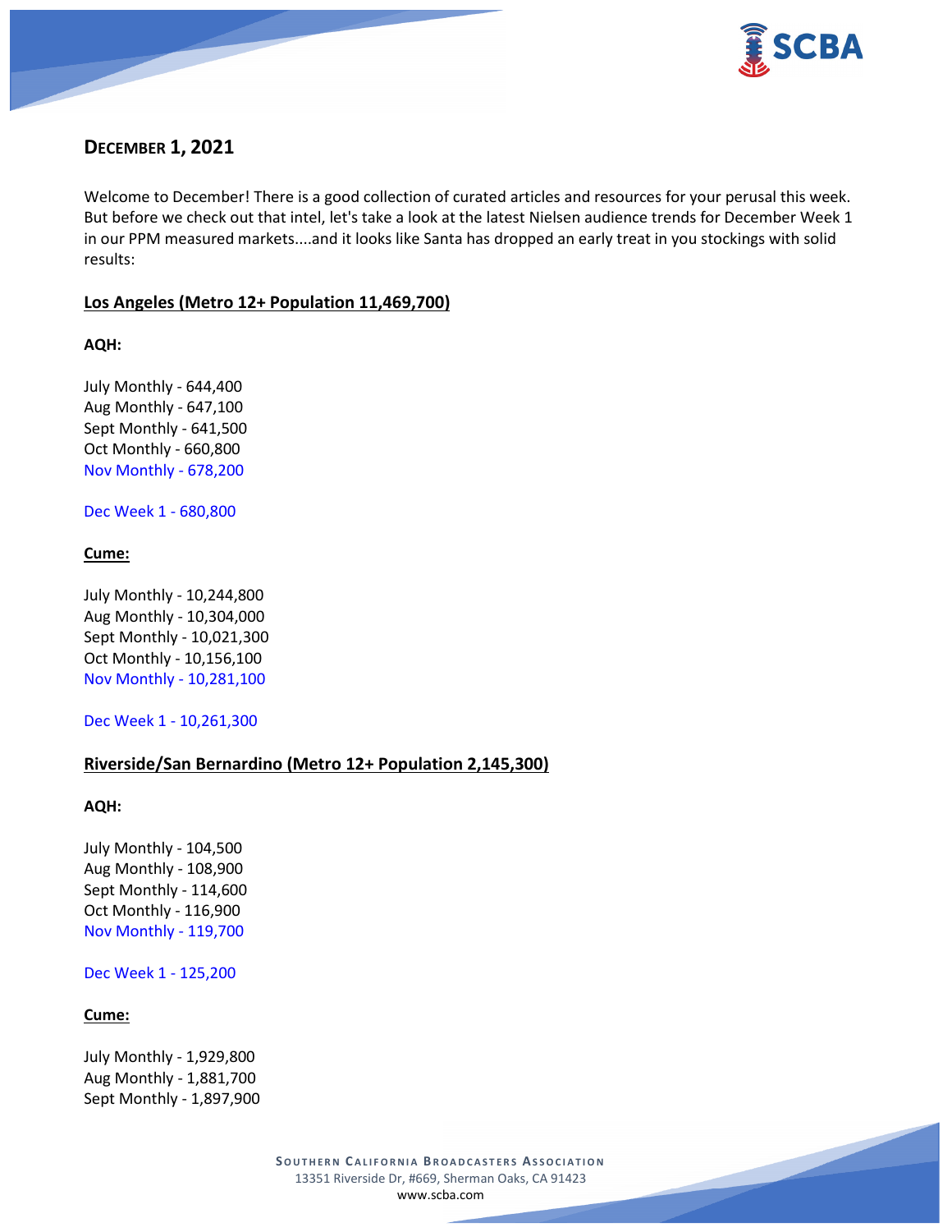## DECEMBER 1, 2021

Welcome to December! There is a good collection of curated articles and resources for your perusal this week. But before we check out that intel, let's take a look at the latest Nielsen audience trends for December Week 1 in our PPM measured markets....and it looks like Santa has dropped an early treat in you stockings with solid results:

### Los Angeles (Metro 12+ Population 11,469,700)

**AQH:**

July Monthly - 644,400
Aug Monthly - 647,100
Sept Monthly - 641,500
Oct Monthly - 660,800
Nov Monthly - 678,200

Dec Week 1 - 680,800

**Cume:**

July Monthly - 10,244,800
Aug Monthly - 10,304,000
Sept Monthly - 10,021,300
Oct Monthly - 10,156,100
Nov Monthly - 10,281,100

Dec Week 1 - 10,261,300

### Riverside/San Bernardino (Metro 12+ Population 2,145,300)

**AQH:**

July Monthly - 104,500
Aug Monthly - 108,900
Sept Monthly - 114,600
Oct Monthly - 116,900
Nov Monthly - 119,700

Dec Week 1 - 125,200

**Cume:**

July Monthly - 1,929,800
Aug Monthly - 1,881,700
Sept Monthly - 1,897,900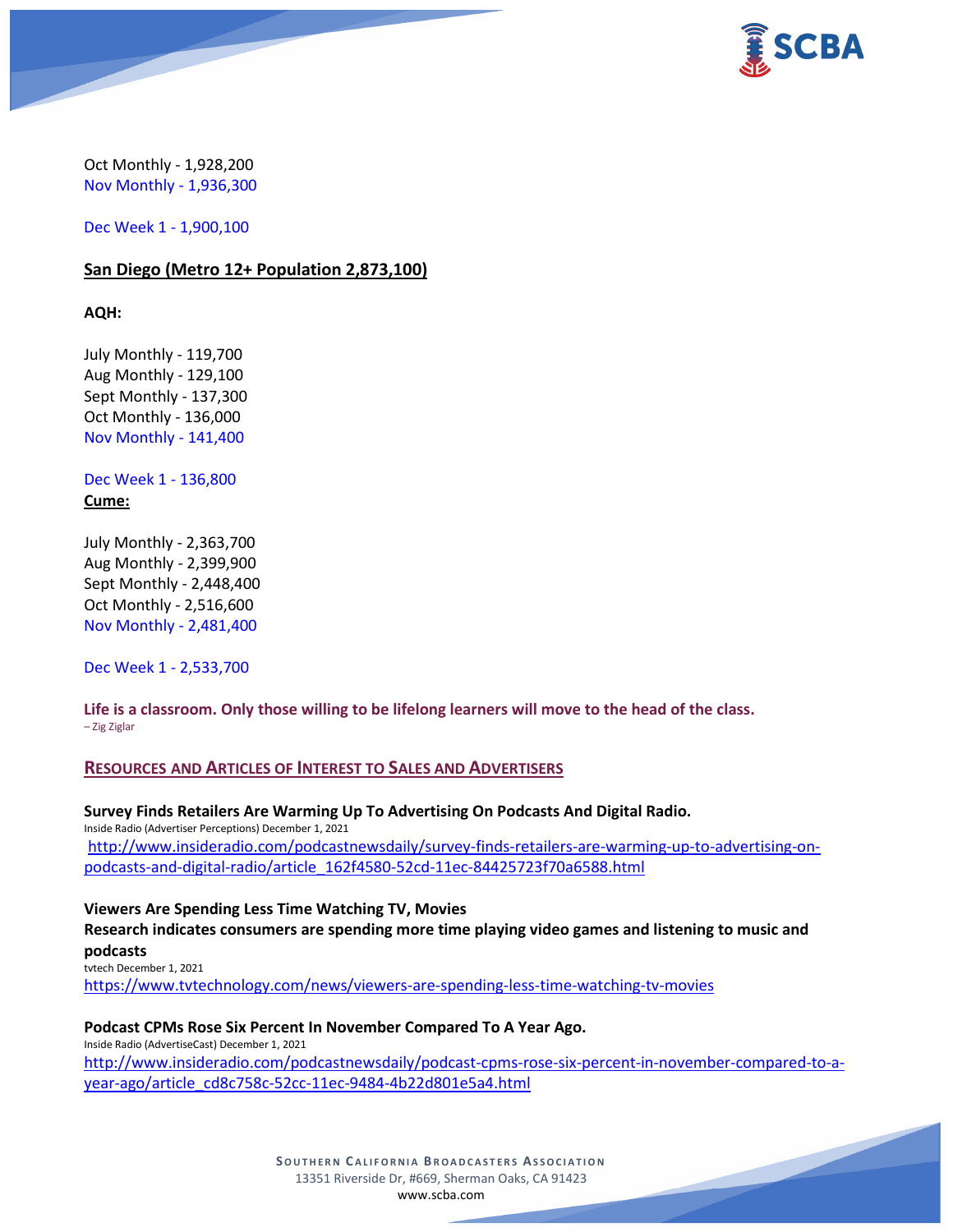Oct Monthly - 1,928,200
Nov Monthly - 1,936,300

Dec Week 1 - 1,900,100

**San Diego (Metro 12+ Population 2,873,100)**

**AQH:**

July Monthly - 119,700
Aug Monthly - 129,100
Sept Monthly - 137,300
Oct Monthly - 136,000
Nov Monthly - 141,400

Dec Week 1 - 136,800

**Cume:**

July Monthly - 2,363,700
Aug Monthly - 2,399,900
Sept Monthly - 2,448,400
Oct Monthly - 2,516,600
Nov Monthly - 2,481,400

Dec Week 1 - 2,533,700

**Life is a classroom. Only those willing to be lifelong learners will move to the head of the class.**
– Zig Ziglar

## RESOURCES AND ARTICLES OF INTEREST TO SALES AND ADVERTISERS

**Survey Finds Retailers Are Warming Up To Advertising On Podcasts And Digital Radio.**
Inside Radio (Advertiser Perceptions) December 1, 2021
http://www.insideradio.com/podcastnewsdaily/survey-finds-retailers-are-warming-up-to-advertising-on-podcasts-and-digital-radio/article_162f4580-52cd-11ec-84425723f70a6588.html

**Viewers Are Spending Less Time Watching TV, Movies**
**Research indicates consumers are spending more time playing video games and listening to music and podcasts**
tvtech December 1, 2021
https://www.tvtechnology.com/news/viewers-are-spending-less-time-watching-tv-movies

**Podcast CPMs Rose Six Percent In November Compared To A Year Ago.**
Inside Radio (AdvertiseCast) December 1, 2021
http://www.insideradio.com/podcastnewsdaily/podcast-cpms-rose-six-percent-in-november-compared-to-a-year-ago/article_cd8c758c-52cc-11ec-9484-4b22d801e5a4.html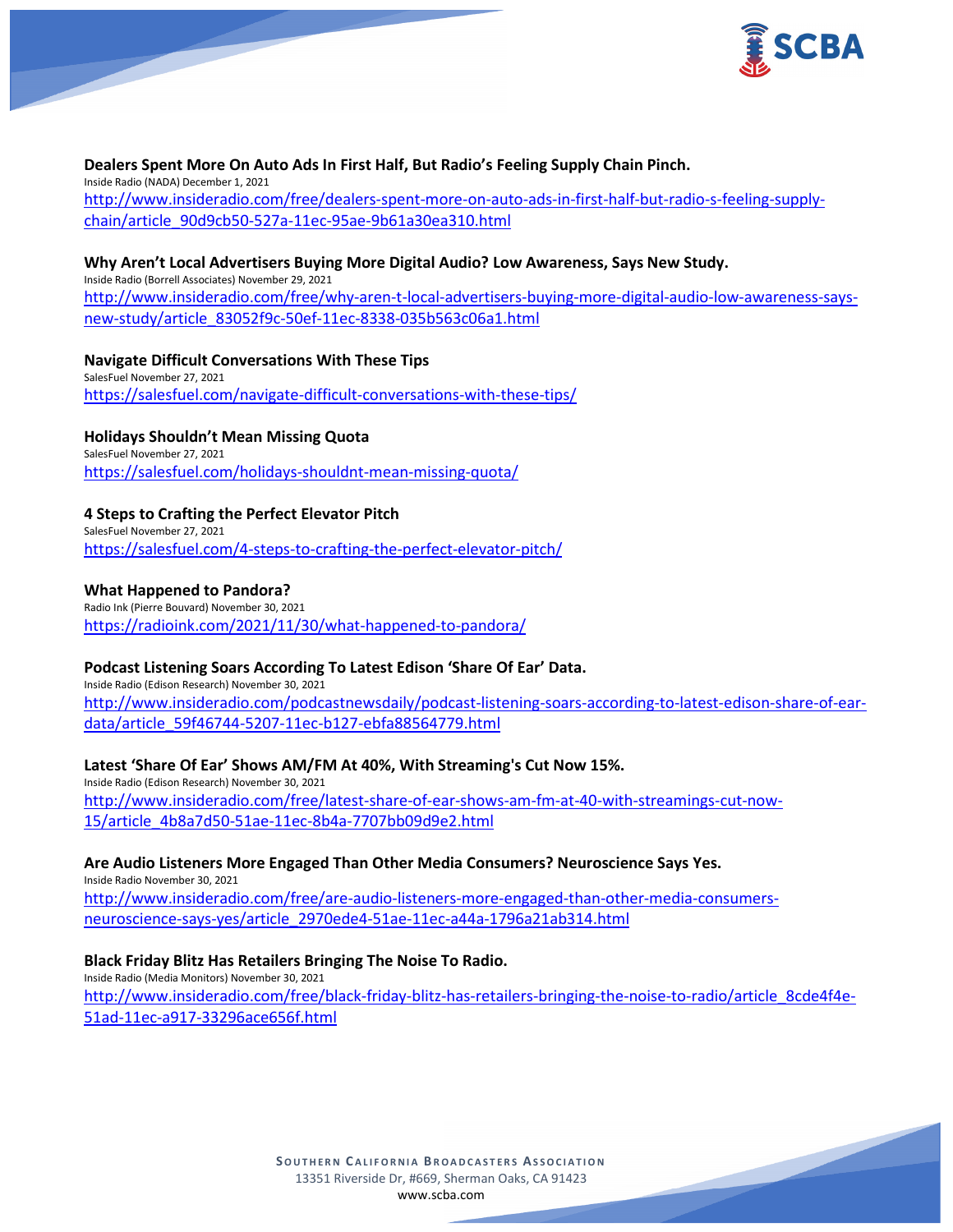**Dealers Spent More On Auto Ads In First Half, But Radio's Feeling Supply Chain Pinch.**
Inside Radio (NADA) December 1, 2021
http://www.insideradio.com/free/dealers-spent-more-on-auto-ads-in-first-half-but-radio-s-feeling-supply-chain/article_90d9cb50-527a-11ec-95ae-9b61a30ea310.html

**Why Aren't Local Advertisers Buying More Digital Audio? Low Awareness, Says New Study.**
Inside Radio (Borrell Associates) November 29, 2021
http://www.insideradio.com/free/why-aren-t-local-advertisers-buying-more-digital-audio-low-awareness-says-new-study/article_83052f9c-50ef-11ec-8338-035b563c06a1.html

**Navigate Difficult Conversations With These Tips**
SalesFuel November 27, 2021
https://salesfuel.com/navigate-difficult-conversations-with-these-tips/

**Holidays Shouldn't Mean Missing Quota**
SalesFuel November 27, 2021
https://salesfuel.com/holidays-shouldnt-mean-missing-quota/

**4 Steps to Crafting the Perfect Elevator Pitch**
SalesFuel November 27, 2021
https://salesfuel.com/4-steps-to-crafting-the-perfect-elevator-pitch/

**What Happened to Pandora?**
Radio Ink (Pierre Bouvard) November 30, 2021
https://radioink.com/2021/11/30/what-happened-to-pandora/

**Podcast Listening Soars According To Latest Edison 'Share Of Ear' Data.**
Inside Radio (Edison Research) November 30, 2021
http://www.insideradio.com/podcastnewsdaily/podcast-listening-soars-according-to-latest-edison-share-of-ear-data/article_59f46744-5207-11ec-b127-ebfa88564779.html

**Latest 'Share Of Ear' Shows AM/FM At 40%, With Streaming's Cut Now 15%.**
Inside Radio (Edison Research) November 30, 2021
http://www.insideradio.com/free/latest-share-of-ear-shows-am-fm-at-40-with-streamings-cut-now-15/article_4b8a7d50-51ae-11ec-8b4a-7707bb09d9e2.html

**Are Audio Listeners More Engaged Than Other Media Consumers? Neuroscience Says Yes.**
Inside Radio November 30, 2021
http://www.insideradio.com/free/are-audio-listeners-more-engaged-than-other-media-consumers-neuroscience-says-yes/article_2970ede4-51ae-11ec-a44a-1796a21ab314.html

**Black Friday Blitz Has Retailers Bringing The Noise To Radio.**
Inside Radio (Media Monitors) November 30, 2021
http://www.insideradio.com/free/black-friday-blitz-has-retailers-bringing-the-noise-to-radio/article_8cde4f4e-51ad-11ec-a917-33296ace656f.html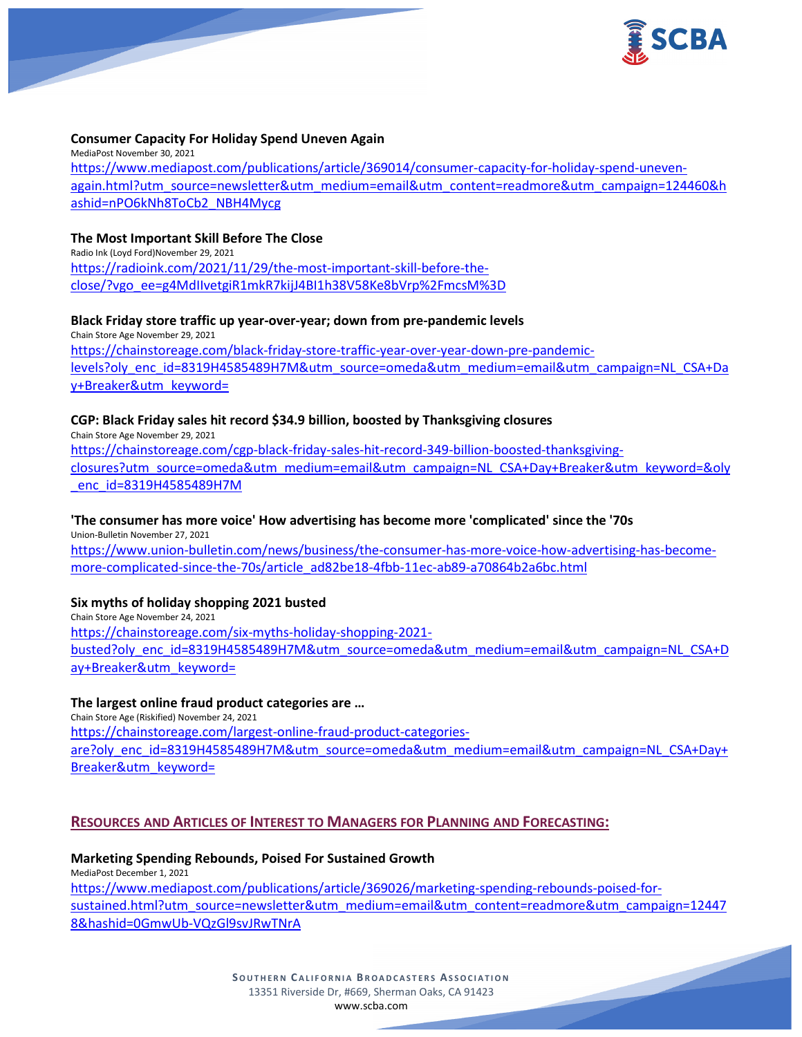**Consumer Capacity For Holiday Spend Uneven Again**
MediaPost November 30, 2021
https://www.mediapost.com/publications/article/369014/consumer-capacity-for-holiday-spend-uneven-again.html?utm_source=newsletter&utm_medium=email&utm_content=readmore&utm_campaign=124460&hashid=nPO6kNh8ToCb2_NBH4Mycg

**The Most Important Skill Before The Close**
Radio Ink (Loyd Ford)November 29, 2021
https://radioink.com/2021/11/29/the-most-important-skill-before-the-close/?vgo_ee=g4MdIIvetgiR1mkR7kijJ4BI1h38V58Ke8bVrp%2FmcsM%3D

**Black Friday store traffic up year-over-year; down from pre-pandemic levels**
Chain Store Age November 29, 2021
https://chainstoreage.com/black-friday-store-traffic-year-over-year-down-pre-pandemic-levels?oly_enc_id=8319H4585489H7M&utm_source=omeda&utm_medium=email&utm_campaign=NL_CSA+Day+Breaker&utm_keyword=

**CGP: Black Friday sales hit record $34.9 billion, boosted by Thanksgiving closures**
Chain Store Age November 29, 2021
https://chainstoreage.com/cgp-black-friday-sales-hit-record-349-billion-boosted-thanksgiving-closures?utm_source=omeda&utm_medium=email&utm_campaign=NL_CSA+Day+Breaker&utm_keyword=&oly_enc_id=8319H4585489H7M

**'The consumer has more voice' How advertising has become more 'complicated' since the '70s**
Union-Bulletin November 27, 2021
https://www.union-bulletin.com/news/business/the-consumer-has-more-voice-how-advertising-has-become-more-complicated-since-the-70s/article_ad82be18-4fbb-11ec-ab89-a70864b2a6bc.html

**Six myths of holiday shopping 2021 busted**
Chain Store Age November 24, 2021
https://chainstoreage.com/six-myths-holiday-shopping-2021-busted?oly_enc_id=8319H4585489H7M&utm_source=omeda&utm_medium=email&utm_campaign=NL_CSA+Day+Breaker&utm_keyword=

**The largest online fraud product categories are …**
Chain Store Age (Riskified) November 24, 2021
https://chainstoreage.com/largest-online-fraud-product-categories-are?oly_enc_id=8319H4585489H7M&utm_source=omeda&utm_medium=email&utm_campaign=NL_CSA+Day+Breaker&utm_keyword=

## RESOURCES AND ARTICLES OF INTEREST TO MANAGERS FOR PLANNING AND FORECASTING:

**Marketing Spending Rebounds, Poised For Sustained Growth**
MediaPost December 1, 2021
https://www.mediapost.com/publications/article/369026/marketing-spending-rebounds-poised-for-sustained.html?utm_source=newsletter&utm_medium=email&utm_content=readmore&utm_campaign=124478&hashid=0GmwUb-VQzGl9svJRwTNrA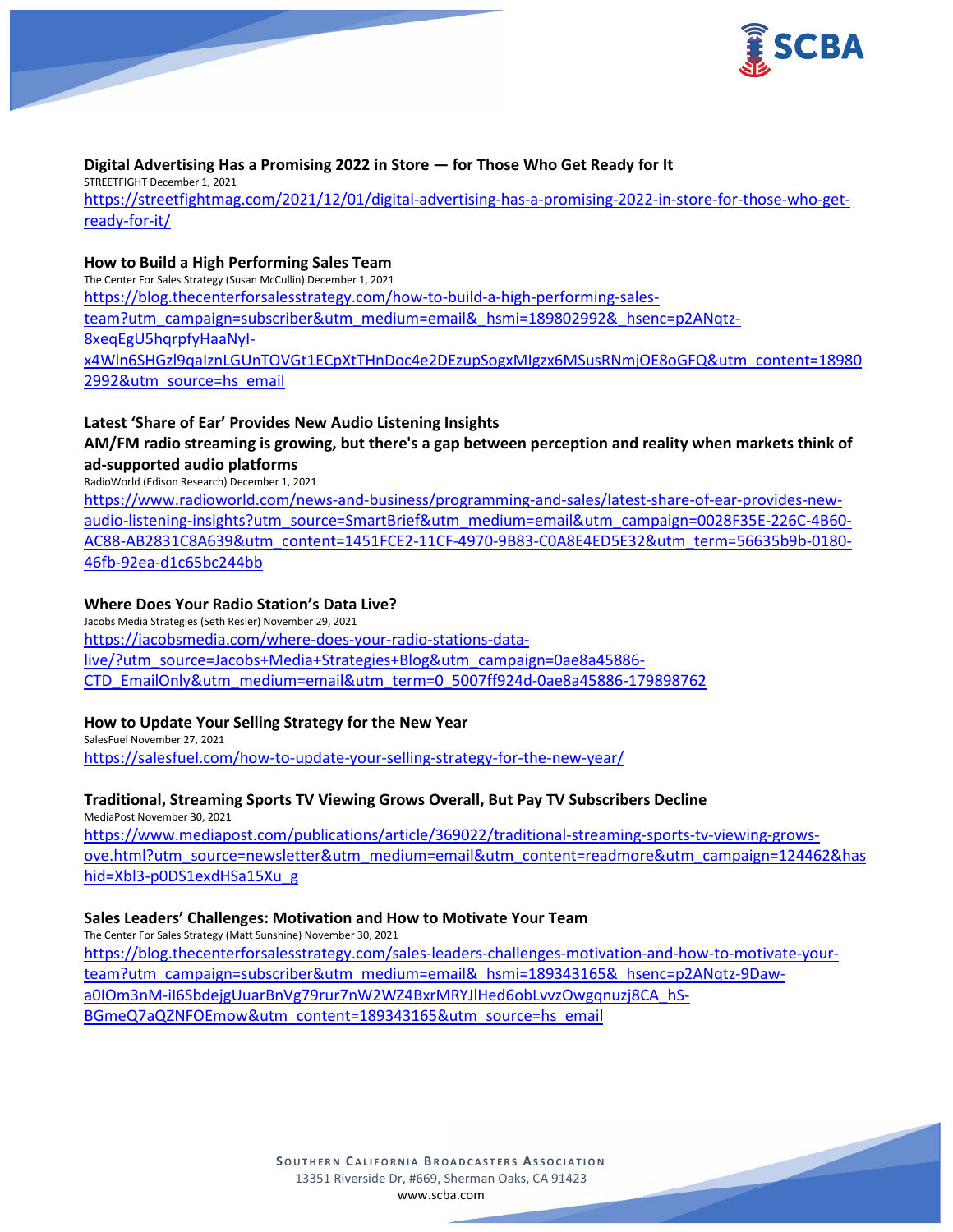**Digital Advertising Has a Promising 2022 in Store — for Those Who Get Ready for It**

STREETFIGHT December 1, 2021

https://streetfightmag.com/2021/12/01/digital-advertising-has-a-promising-2022-in-store-for-those-who-get-ready-for-it/

**How to Build a High Performing Sales Team**

The Center For Sales Strategy (Susan McCullin) December 1, 2021

https://blog.thecenterforsalesstrategy.com/how-to-build-a-high-performing-sales-team?utm_campaign=subscriber&utm_medium=email&_hsmi=189802992&_hsenc=p2ANqtz-8xeqEgU5hqrpfyHaaNyI-x4Wln6SHGzl9qaIznLGUnTOVGt1ECpXtTHnDoc4e2DEzupSogxMIgzx6MSusRNmjOE8oGFQ&utm_content=189802992&utm_source=hs_email

**Latest 'Share of Ear' Provides New Audio Listening Insights**

**AM/FM radio streaming is growing, but there's a gap between perception and reality when markets think of ad-supported audio platforms**

RadioWorld (Edison Research) December 1, 2021

https://www.radioworld.com/news-and-business/programming-and-sales/latest-share-of-ear-provides-new-audio-listening-insights?utm_source=SmartBrief&utm_medium=email&utm_campaign=0028F35E-226C-4B60-AC88-AB2831C8A639&utm_content=1451FCE2-11CF-4970-9B83-C0A8E4ED5E32&utm_term=56635b9b-0180-46fb-92ea-d1c65bc244bb

**Where Does Your Radio Station's Data Live?**

Jacobs Media Strategies (Seth Resler) November 29, 2021

https://jacobsmedia.com/where-does-your-radio-stations-data-live/?utm_source=Jacobs+Media+Strategies+Blog&utm_campaign=0ae8a45886-CTD_EmailOnly&utm_medium=email&utm_term=0_5007ff924d-0ae8a45886-179898762

**How to Update Your Selling Strategy for the New Year**

SalesFuel November 27, 2021

https://salesfuel.com/how-to-update-your-selling-strategy-for-the-new-year/

**Traditional, Streaming Sports TV Viewing Grows Overall, But Pay TV Subscribers Decline**

MediaPost November 30, 2021

https://www.mediapost.com/publications/article/369022/traditional-streaming-sports-tv-viewing-grows-ove.html?utm_source=newsletter&utm_medium=email&utm_content=readmore&utm_campaign=124462&hashid=Xbl3-p0DS1exdHSa15Xu_g

**Sales Leaders' Challenges: Motivation and How to Motivate Your Team**

The Center For Sales Strategy (Matt Sunshine) November 30, 2021

https://blog.thecenterforsalesstrategy.com/sales-leaders-challenges-motivation-and-how-to-motivate-your-team?utm_campaign=subscriber&utm_medium=email&_hsmi=189343165&_hsenc=p2ANqtz-9Daw-a0IOm3nM-iI6SbdejgUuarBnVg79rur7nW2WZ4BxrMRYJlHed6obLvvzOwgqnuzj8CA_hS-BGmeQ7aQZNFOEmow&utm_content=189343165&utm_source=hs_email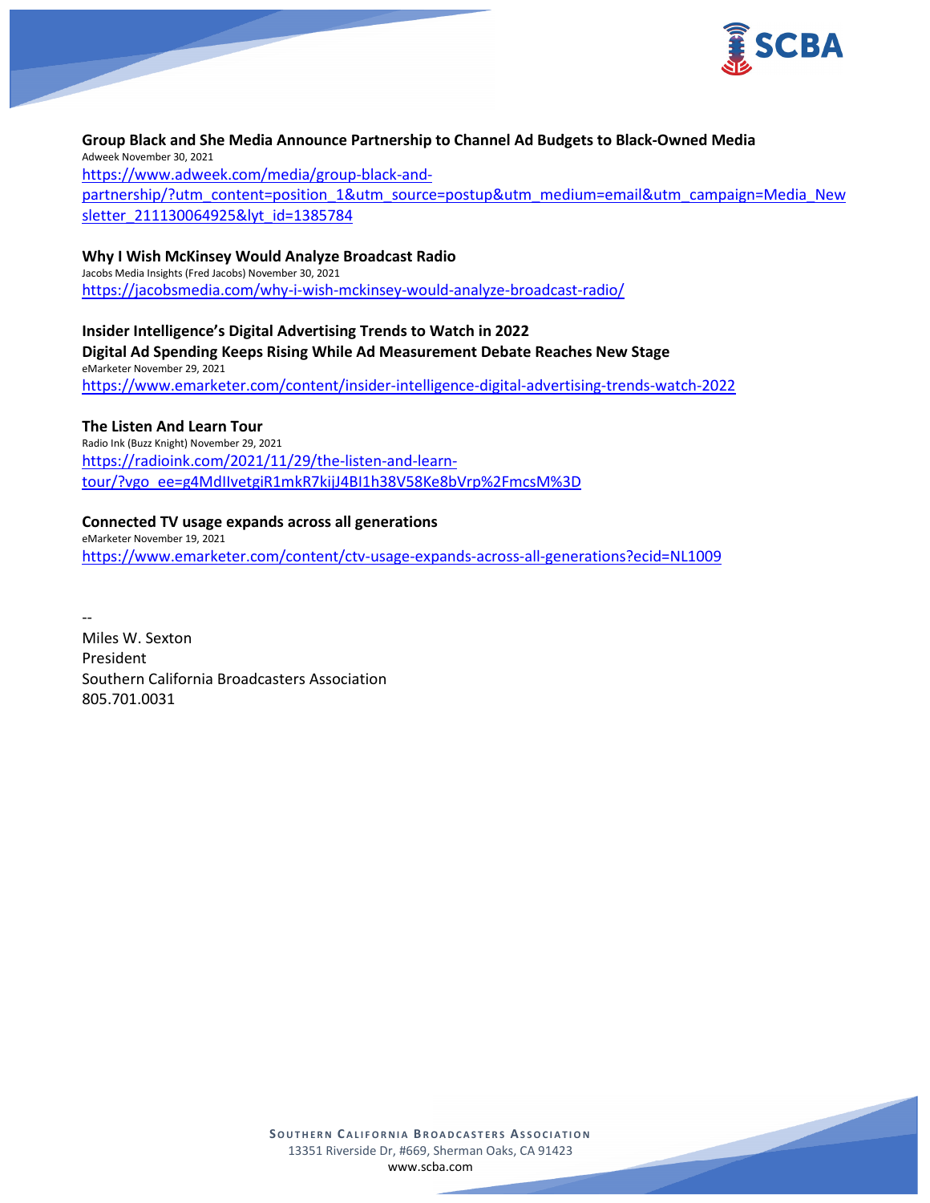**Group Black and She Media Announce Partnership to Channel Ad Budgets to Black-Owned Media**
Adweek November 30, 2021
https://www.adweek.com/media/group-black-and-partnership/?utm_content=position_1&utm_source=postup&utm_medium=email&utm_campaign=Media_Newsletter_211130064925&lyt_id=1385784

**Why I Wish McKinsey Would Analyze Broadcast Radio**
Jacobs Media Insights (Fred Jacobs) November 30, 2021
https://jacobsmedia.com/why-i-wish-mckinsey-would-analyze-broadcast-radio/

**Insider Intelligence's Digital Advertising Trends to Watch in 2022**
**Digital Ad Spending Keeps Rising While Ad Measurement Debate Reaches New Stage**
eMarketer November 29, 2021
https://www.emarketer.com/content/insider-intelligence-digital-advertising-trends-watch-2022

**The Listen And Learn Tour**
Radio Ink (Buzz Knight) November 29, 2021
https://radioink.com/2021/11/29/the-listen-and-learn-tour/?vgo_ee=g4MdIIvetgiR1mkR7kijJ4BI1h38V58Ke8bVrp%2FmcsM%3D

**Connected TV usage expands across all generations**
eMarketer November 19, 2021
https://www.emarketer.com/content/ctv-usage-expands-across-all-generations?ecid=NL1009

--
Miles W. Sexton
President
Southern California Broadcasters Association
805.701.0031